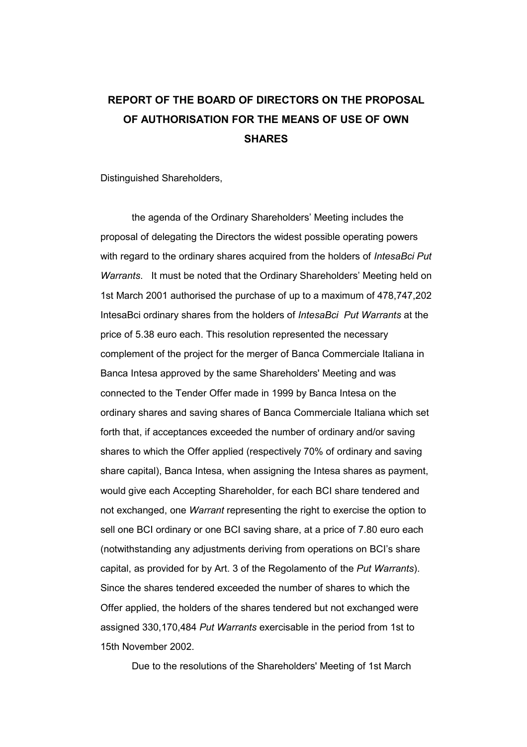# REPORT OF THE BOARD OF DIRECTORS ON THE PROPOSAL OF AUTHORISATION FOR THE MEANS OF USE OF OWN SHARES

Distinguished Shareholders,

the agenda of the Ordinary Shareholders' Meeting includes the proposal of delegating the Directors the widest possible operating powers with regard to the ordinary shares acquired from the holders of *IntesaBci Put Warrants*. It must be noted that the Ordinary Shareholders' Meeting held on 1st March 2001 authorised the purchase of up to a maximum of 478,747,202 IntesaBci ordinary shares from the holders of *IntesaBci Put Warrants* at the price of 5.38 euro each. This resolution represented the necessary complement of the project for the merger of Banca Commerciale Italiana in Banca Intesa approved by the same Shareholders' Meeting and was connected to the Tender Offer made in 1999 by Banca Intesa on the ordinary shares and saving shares of Banca Commerciale Italiana which set forth that, if acceptances exceeded the number of ordinary and/or saving shares to which the Offer applied (respectively 70% of ordinary and saving share capital), Banca Intesa, when assigning the Intesa shares as payment, would give each Accepting Shareholder, for each BCI share tendered and not exchanged, one *Warrant* representing the right to exercise the option to sell one BCI ordinary or one BCI saving share, at a price of 7.80 euro each (notwithstanding any adjustments deriving from operations on BCI's share capital, as provided for by Art. 3 of the Regolamento of the *Put Warrants*). Since the shares tendered exceeded the number of shares to which the Offer applied, the holders of the shares tendered but not exchanged were assigned 330,170,484 *Put Warrants* exercisable in the period from 1st to 15th November 2002.

Due to the resolutions of the Shareholders' Meeting of 1st March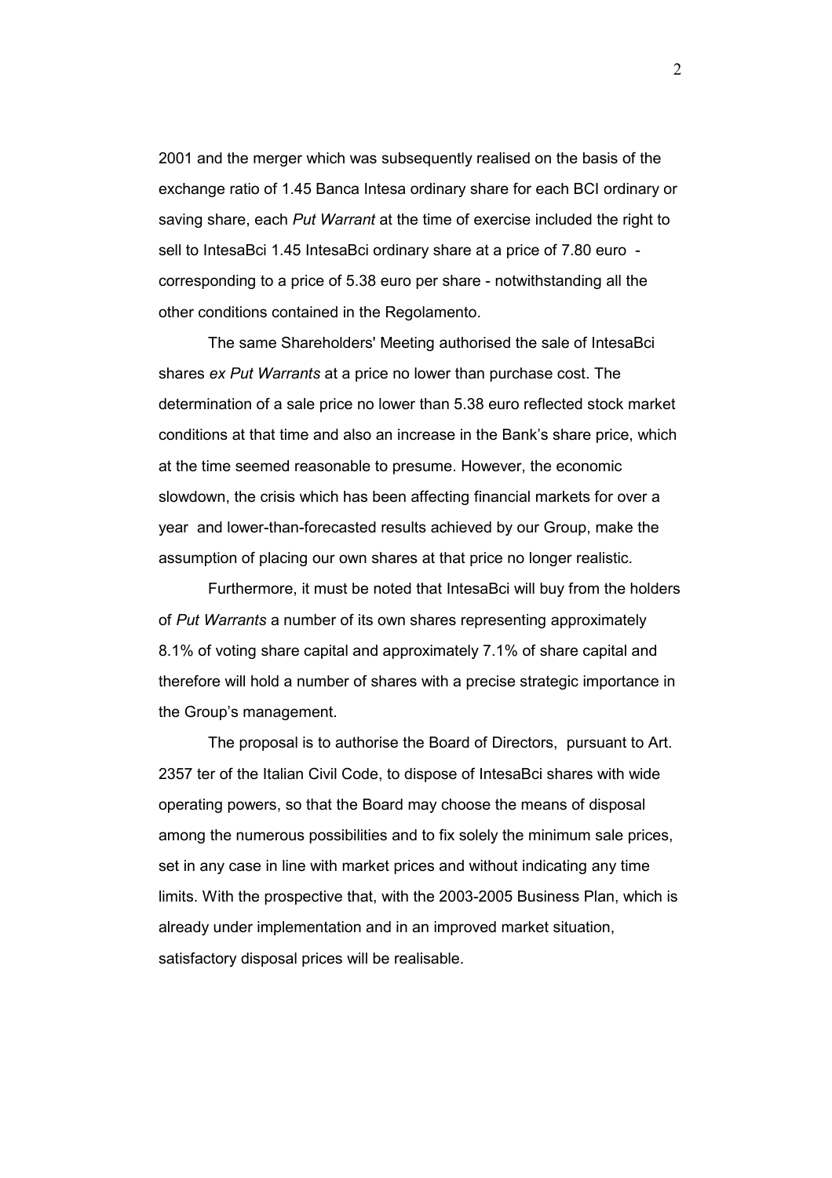2001 and the merger which was subsequently realised on the basis of the exchange ratio of 1.45 Banca Intesa ordinary share for each BCI ordinary or saving share, each *Put Warrant* at the time of exercise included the right to sell to IntesaBci 1.45 IntesaBci ordinary share at a price of 7.80 euro - corresponding to a price of 5.38 euro per share - notwithstanding all the other conditions contained in the Regolamento.

The same Shareholders' Meeting authorised the sale of IntesaBci shares *ex Put Warrants* at a price no lower than purchase cost. The determination of a sale price no lower than 5.38 euro reflected stock market conditions at that time and also an increase in the Bank's share price, which at the time seemed reasonable to presume. However, the economic slowdown, the crisis which has been affecting financial markets for over a year and lower-than-forecasted results achieved by our Group, make the assumption of placing our own shares at that price no longer realistic.

Furthermore, it must be noted that IntesaBci will buy from the holders of *Put Warrants* a number of its own shares representing approximately 8.1% of voting share capital and approximately 7.1% of share capital and therefore will hold a number of shares with a precise strategic importance in the Group's management.

The proposal is to authorise the Board of Directors, pursuant to Art. 2357 ter of the Italian Civil Code, to dispose of IntesaBci shares with wide operating powers, so that the Board may choose the means of disposal among the numerous possibilities and to fix solely the minimum sale prices, set in any case in line with market prices and without indicating any time limits. With the prospective that, with the 2003-2005 Business Plan, which is already under implementation and in an improved market situation, satisfactory disposal prices will be realisable.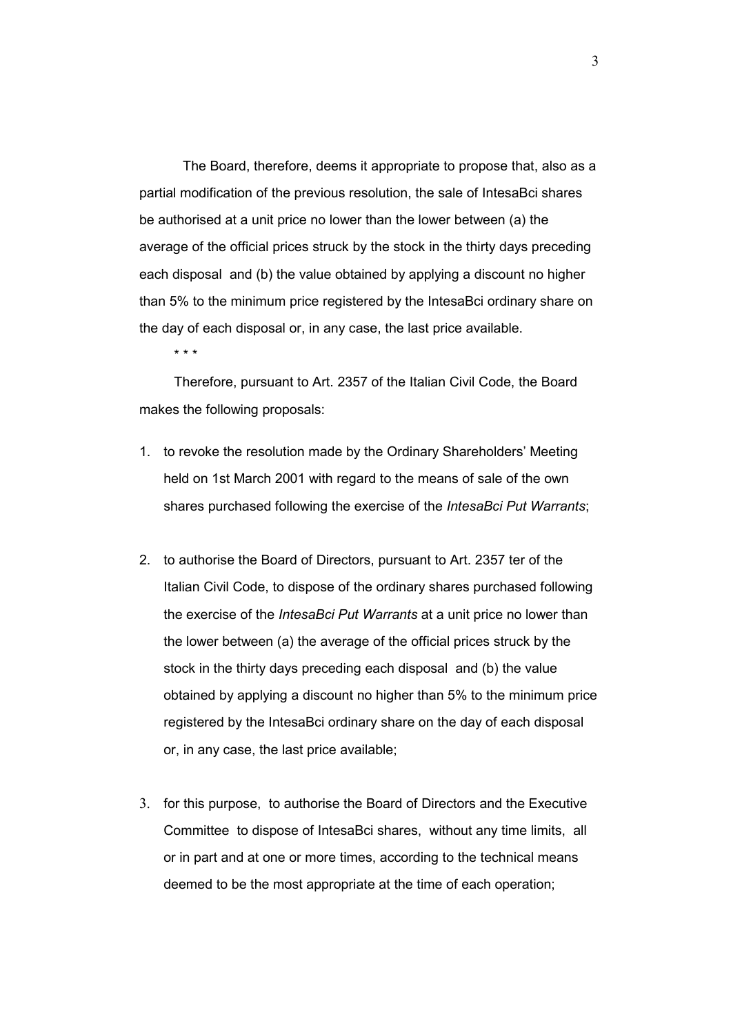The Board, therefore, deems it appropriate to propose that, also as a partial modification of the previous resolution, the sale of IntesaBci shares be authorised at a unit price no lower than the lower between (a) the average of the official prices struck by the stock in the thirty days preceding each disposal and (b) the value obtained by applying a discount no higher than 5% to the minimum price registered by the IntesaBci ordinary share on the day of each disposal or, in any case, the last price available.

\* \* \*

Therefore, pursuant to Art. 2357 of the Italian Civil Code, the Board makes the following proposals:

1. to revoke the resolution made by the Ordinary Shareholders' Meeting held on 1st March 2001 with regard to the means of sale of the own shares purchased following the exercise of the *IntesaBci Put Warrants*;

2. to authorise the Board of Directors, pursuant to Art. 2357 ter of the Italian Civil Code, to dispose of the ordinary shares purchased following the exercise of the *IntesaBci Put Warrants* at a unit price no lower than the lower between (a) the average of the official prices struck by the stock in the thirty days preceding each disposal and (b) the value obtained by applying a discount no higher than 5% to the minimum price registered by the IntesaBci ordinary share on the day of each disposal or, in any case, the last price available;

3. for this purpose, to authorise the Board of Directors and the Executive Committee to dispose of IntesaBci shares, without any time limits, all or in part and at one or more times, according to the technical means deemed to be the most appropriate at the time of each operation;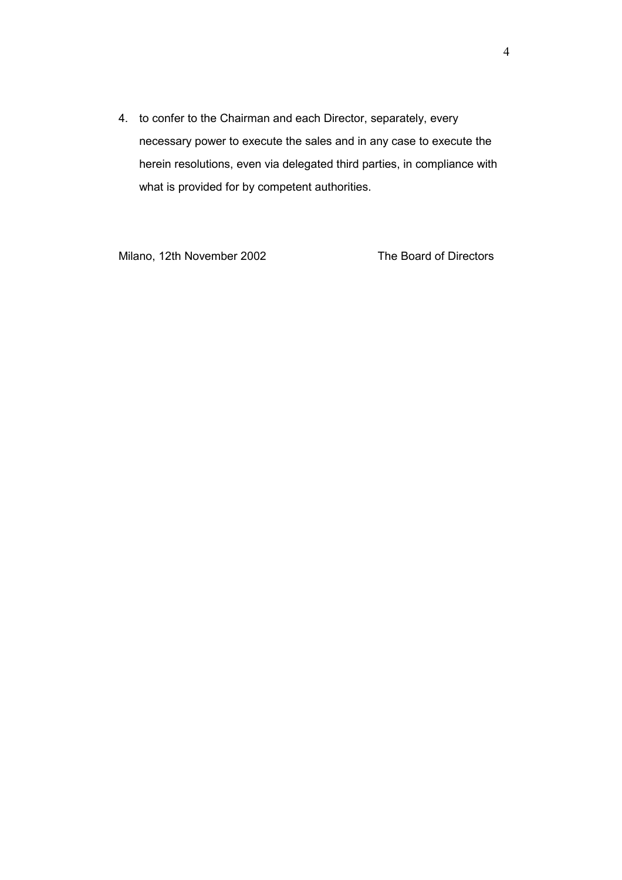4. to confer to the Chairman and each Director, separately, every necessary power to execute the sales and in any case to execute the herein resolutions, even via delegated third parties, in compliance with what is provided for by competent authorities.

Milano, 12th November 2002 The Board of Directors